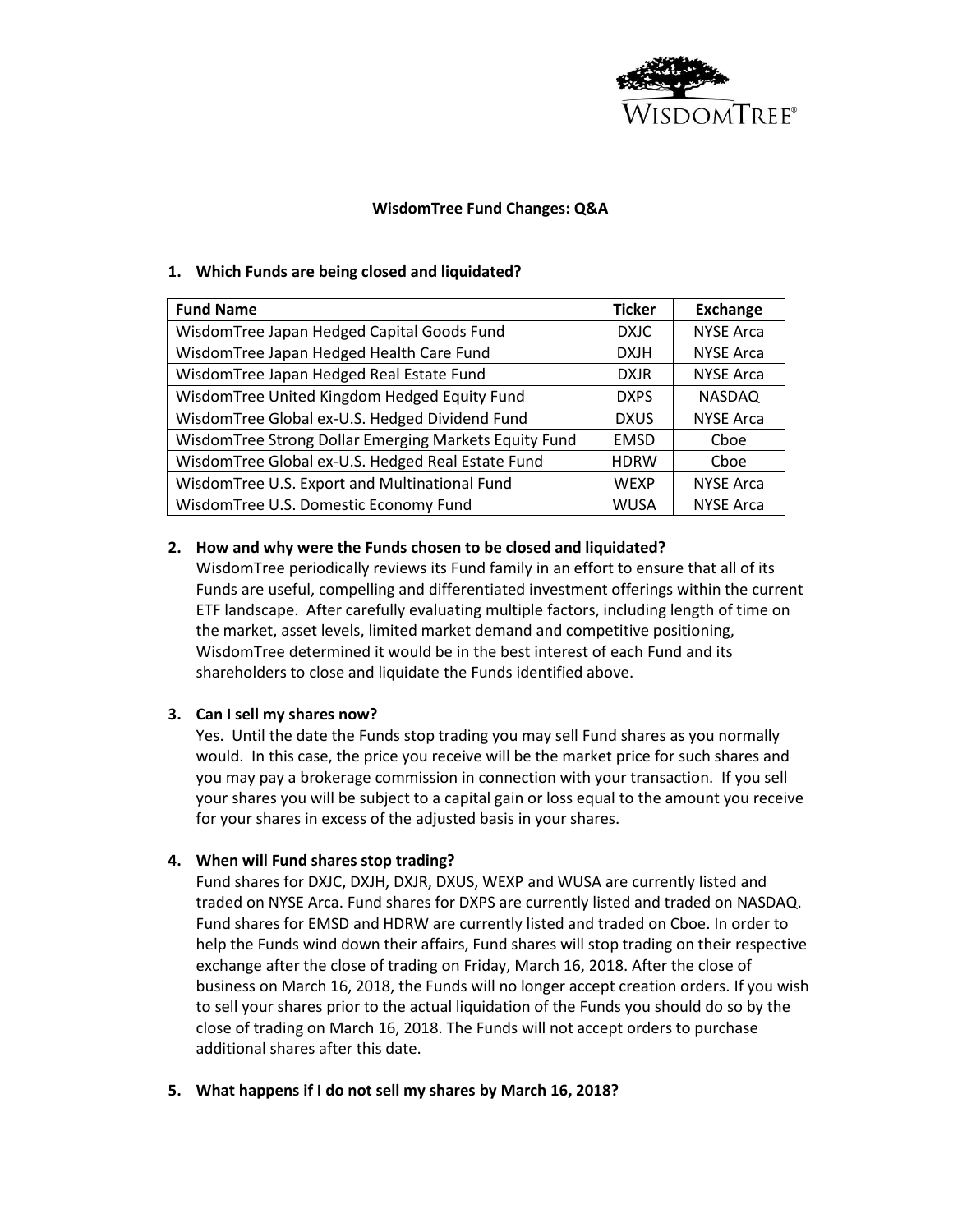# WisdomTree Fund Changes: Q&A

## 1. Which Funds are being closed and liquidated?

| Fund Name | Ticker | Exchange |
|---|---|---|
| WisdomTree Japan Hedged Capital Goods Fund | DXJC | NYSE Arca |
| WisdomTree Japan Hedged Health Care Fund | DXJH | NYSE Arca |
| WisdomTree Japan Hedged Real Estate Fund | DXJR | NYSE Arca |
| WisdomTree United Kingdom Hedged Equity Fund | DXPS | NASDAQ |
| WisdomTree Global ex-U.S. Hedged Dividend Fund | DXUS | NYSE Arca |
| WisdomTree Strong Dollar Emerging Markets Equity Fund | EMSD | Cboe |
| WisdomTree Global ex-U.S. Hedged Real Estate Fund | HDRW | Cboe |
| WisdomTree U.S. Export and Multinational Fund | WEXP | NYSE Arca |
| WisdomTree U.S. Domestic Economy Fund | WUSA | NYSE Arca |

## 2. How and why were the Funds chosen to be closed and liquidated?

WisdomTree periodically reviews its Fund family in an effort to ensure that all of its Funds are useful, compelling and differentiated investment offerings within the current ETF landscape. After carefully evaluating multiple factors, including length of time on the market, asset levels, limited market demand and competitive positioning, WisdomTree determined it would be in the best interest of each Fund and its shareholders to close and liquidate the Funds identified above.

## 3. Can I sell my shares now?

Yes. Until the date the Funds stop trading you may sell Fund shares as you normally would. In this case, the price you receive will be the market price for such shares and you may pay a brokerage commission in connection with your transaction. If you sell your shares you will be subject to a capital gain or loss equal to the amount you receive for your shares in excess of the adjusted basis in your shares.

## 4. When will Fund shares stop trading?

Fund shares for DXJC, DXJH, DXJR, DXUS, WEXP and WUSA are currently listed and traded on NYSE Arca. Fund shares for DXPS are currently listed and traded on NASDAQ. Fund shares for EMSD and HDRW are currently listed and traded on Cboe. In order to help the Funds wind down their affairs, Fund shares will stop trading on their respective exchange after the close of trading on Friday, March 16, 2018. After the close of business on March 16, 2018, the Funds will no longer accept creation orders. If you wish to sell your shares prior to the actual liquidation of the Funds you should do so by the close of trading on March 16, 2018. The Funds will not accept orders to purchase additional shares after this date.

## 5. What happens if I do not sell my shares by March 16, 2018?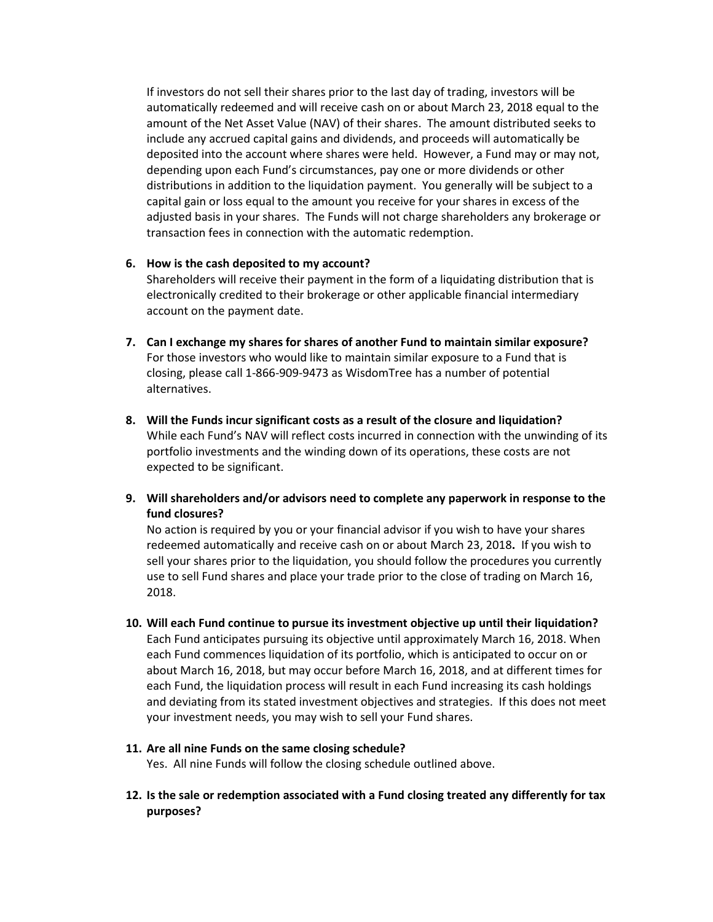If investors do not sell their shares prior to the last day of trading, investors will be automatically redeemed and will receive cash on or about March 23, 2018 equal to the amount of the Net Asset Value (NAV) of their shares. The amount distributed seeks to include any accrued capital gains and dividends, and proceeds will automatically be deposited into the account where shares were held. However, a Fund may or may not, depending upon each Fund's circumstances, pay one or more dividends or other distributions in addition to the liquidation payment. You generally will be subject to a capital gain or loss equal to the amount you receive for your shares in excess of the adjusted basis in your shares. The Funds will not charge shareholders any brokerage or transaction fees in connection with the automatic redemption.

6. **How is the cash deposited to my account?**
   Shareholders will receive their payment in the form of a liquidating distribution that is electronically credited to their brokerage or other applicable financial intermediary account on the payment date.

7. **Can I exchange my shares for shares of another Fund to maintain similar exposure?**
   For those investors who would like to maintain similar exposure to a Fund that is closing, please call 1-866-909-9473 as WisdomTree has a number of potential alternatives.

8. **Will the Funds incur significant costs as a result of the closure and liquidation?**
   While each Fund's NAV will reflect costs incurred in connection with the unwinding of its portfolio investments and the winding down of its operations, these costs are not expected to be significant.

9. **Will shareholders and/or advisors need to complete any paperwork in response to the fund closures?**
   No action is required by you or your financial advisor if you wish to have your shares redeemed automatically and receive cash on or about March 23, 2018**.** If you wish to sell your shares prior to the liquidation, you should follow the procedures you currently use to sell Fund shares and place your trade prior to the close of trading on March 16, 2018.

10. **Will each Fund continue to pursue its investment objective up until their liquidation?**
    Each Fund anticipates pursuing its objective until approximately March 16, 2018. When each Fund commences liquidation of its portfolio, which is anticipated to occur on or about March 16, 2018, but may occur before March 16, 2018, and at different times for each Fund, the liquidation process will result in each Fund increasing its cash holdings and deviating from its stated investment objectives and strategies. If this does not meet your investment needs, you may wish to sell your Fund shares.

11. **Are all nine Funds on the same closing schedule?**
    Yes. All nine Funds will follow the closing schedule outlined above.

12. **Is the sale or redemption associated with a Fund closing treated any differently for tax purposes?**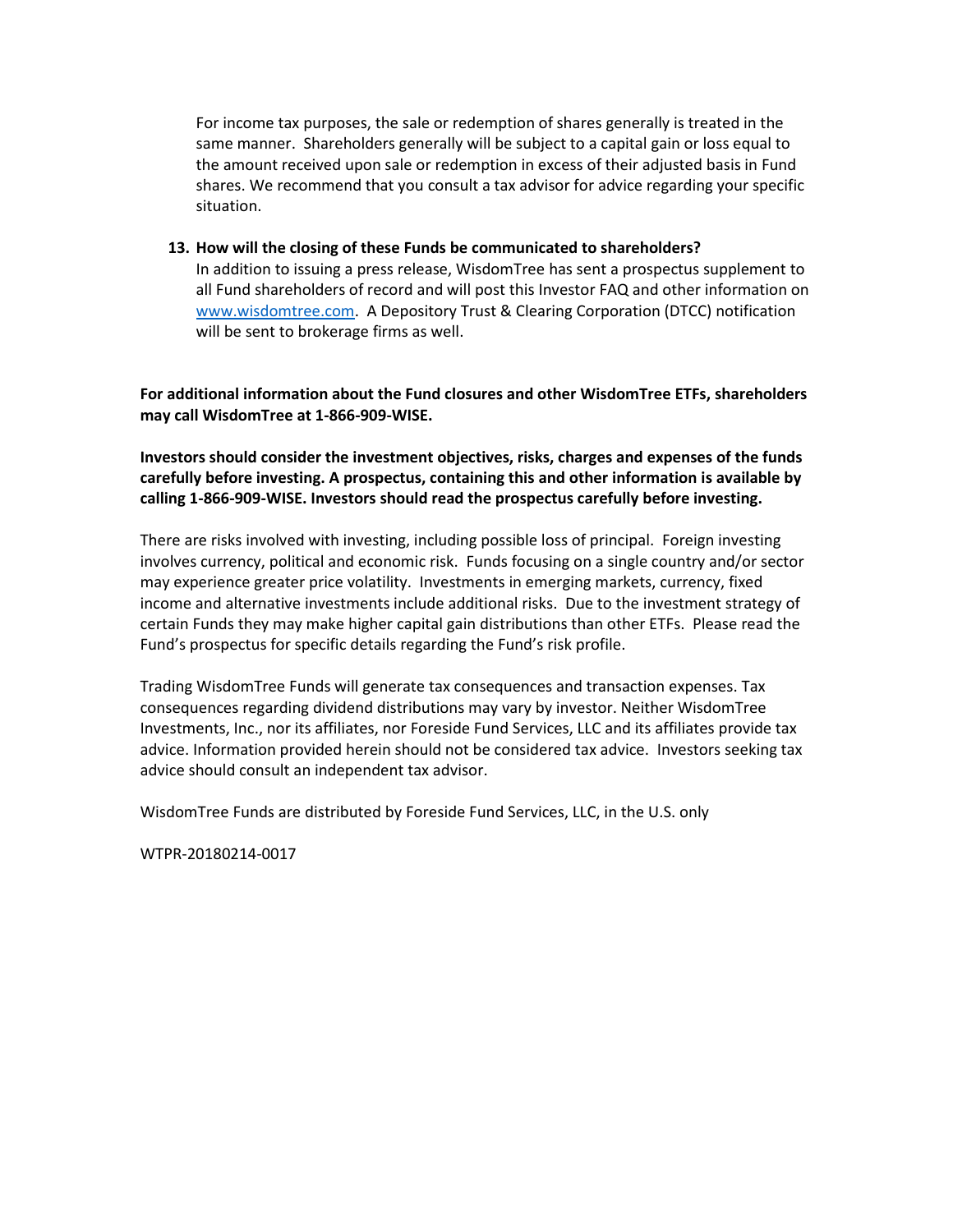For income tax purposes, the sale or redemption of shares generally is treated in the same manner. Shareholders generally will be subject to a capital gain or loss equal to the amount received upon sale or redemption in excess of their adjusted basis in Fund shares. We recommend that you consult a tax advisor for advice regarding your specific situation.

13. **How will the closing of these Funds be communicated to shareholders?**
    In addition to issuing a press release, WisdomTree has sent a prospectus supplement to all Fund shareholders of record and will post this Investor FAQ and other information on [www.wisdomtree.com](http://www.wisdomtree.com). A Depository Trust & Clearing Corporation (DTCC) notification will be sent to brokerage firms as well.

**For additional information about the Fund closures and other WisdomTree ETFs, shareholders may call WisdomTree at 1-866-909-WISE.**

**Investors should consider the investment objectives, risks, charges and expenses of the funds carefully before investing. A prospectus, containing this and other information is available by calling 1-866-909-WISE. Investors should read the prospectus carefully before investing.**

There are risks involved with investing, including possible loss of principal. Foreign investing involves currency, political and economic risk. Funds focusing on a single country and/or sector may experience greater price volatility. Investments in emerging markets, currency, fixed income and alternative investments include additional risks. Due to the investment strategy of certain Funds they may make higher capital gain distributions than other ETFs. Please read the Fund's prospectus for specific details regarding the Fund's risk profile.

Trading WisdomTree Funds will generate tax consequences and transaction expenses. Tax consequences regarding dividend distributions may vary by investor. Neither WisdomTree Investments, Inc., nor its affiliates, nor Foreside Fund Services, LLC and its affiliates provide tax advice. Information provided herein should not be considered tax advice. Investors seeking tax advice should consult an independent tax advisor.

WisdomTree Funds are distributed by Foreside Fund Services, LLC, in the U.S. only

WTPR-20180214-0017